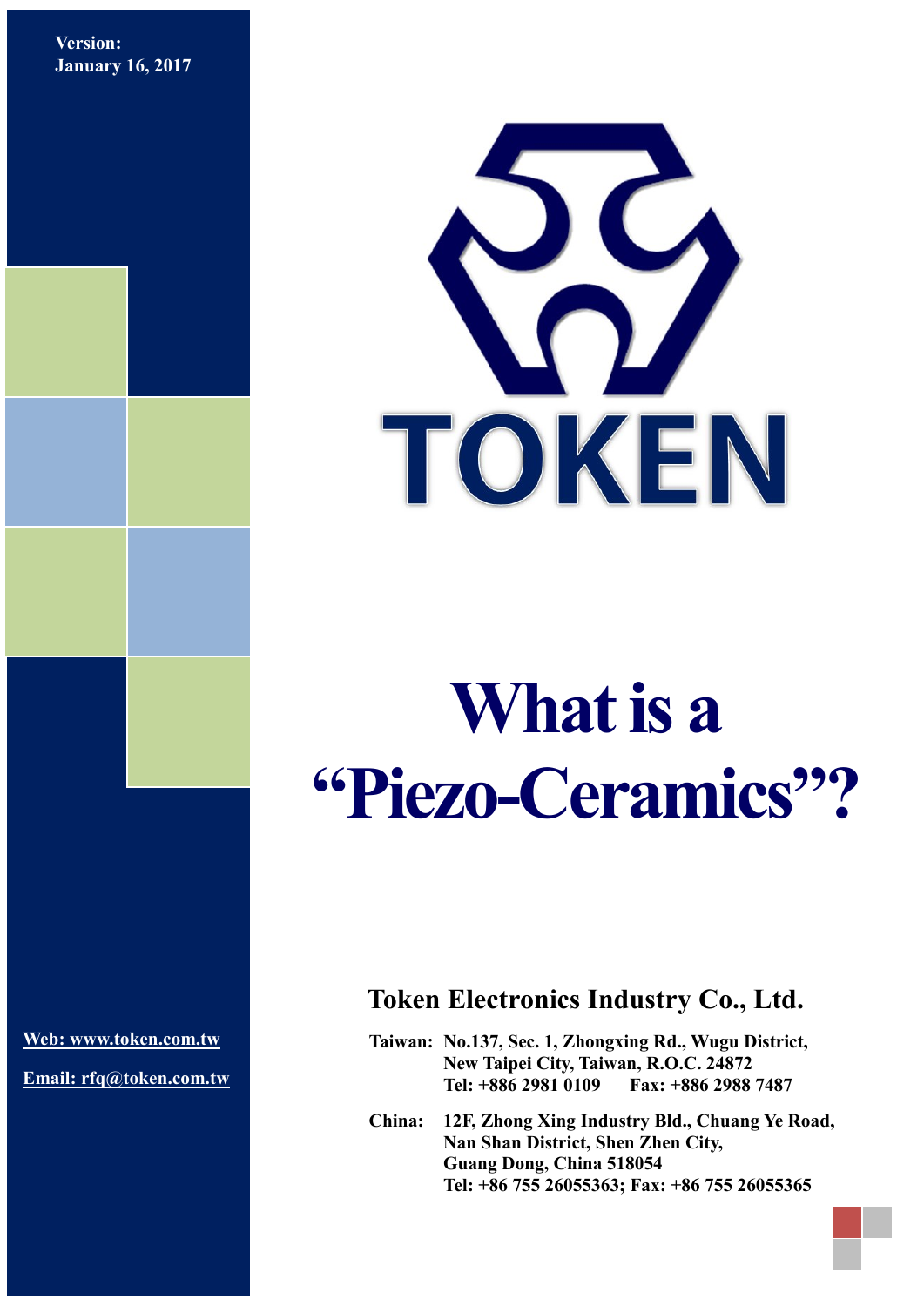**Version:**
**January 16, 2017**

TOKEN

# What is a "Piezo-Ceramics"?

## Token Electronics Industry Co., Ltd.

**Taiwan:** No.137, Sec. 1, Zhongxing Rd., Wugu District,
New Taipei City, Taiwan, R.O.C. 24872
Tel: +886 2981 0109 Fax: +886 2988 7487

**China:** 12F, Zhong Xing Industry Bld., Chuang Ye Road,
Nan Shan District, Shen Zhen City,
Guang Dong, China 518054
Tel: +86 755 26055363; Fax: +86 755 26055365

Web: www.token.com.tw

Email: rfq@token.com.tw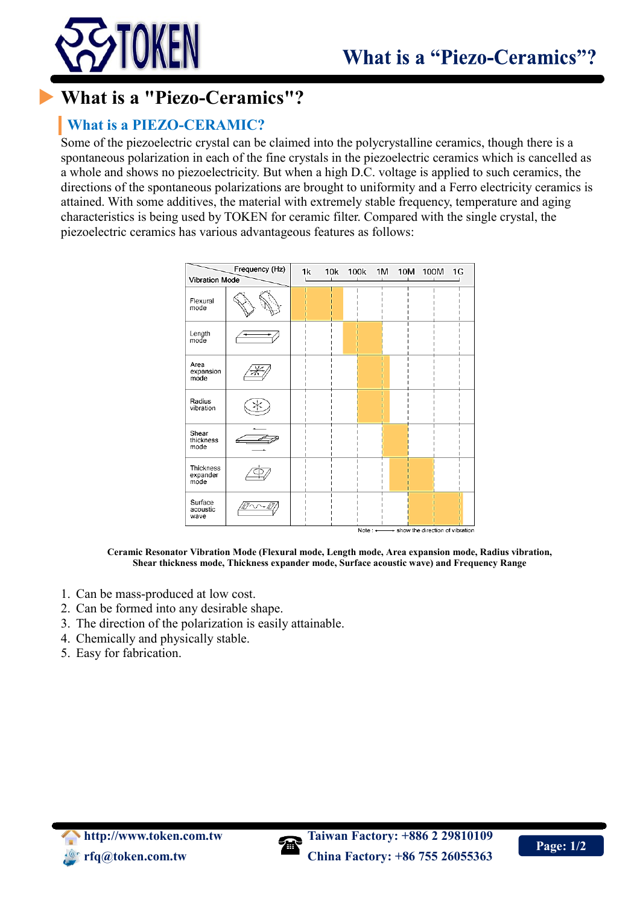# What is a "Piezo-Ceramics"?

## What is a PIEZO-CERAMIC?

Some of the piezoelectric crystal can be claimed into the polycrystalline ceramics, though there is a spontaneous polarization in each of the fine crystals in the piezoelectric ceramics which is cancelled as a whole and shows no piezoelectricity. But when a high D.C. voltage is applied to such ceramics, the directions of the spontaneous polarizations are brought to uniformity and a Ferro electricity ceramics is attained. With some additives, the material with extremely stable frequency, temperature and aging characteristics is being used by TOKEN for ceramic filter. Compared with the single crystal, the piezoelectric ceramics has various advantageous features as follows:

Note : ←——→ show the direction of vibration

**Ceramic Resonator Vibration Mode (Flexural mode, Length mode, Area expansion mode, Radius vibration, Shear thickness mode, Thickness expander mode, Surface acoustic wave) and Frequency Range**

1. Can be mass-produced at low cost.
2. Can be formed into any desirable shape.
3. The direction of the polarization is easily attainable.
4. Chemically and physically stable.
5. Easy for fabrication.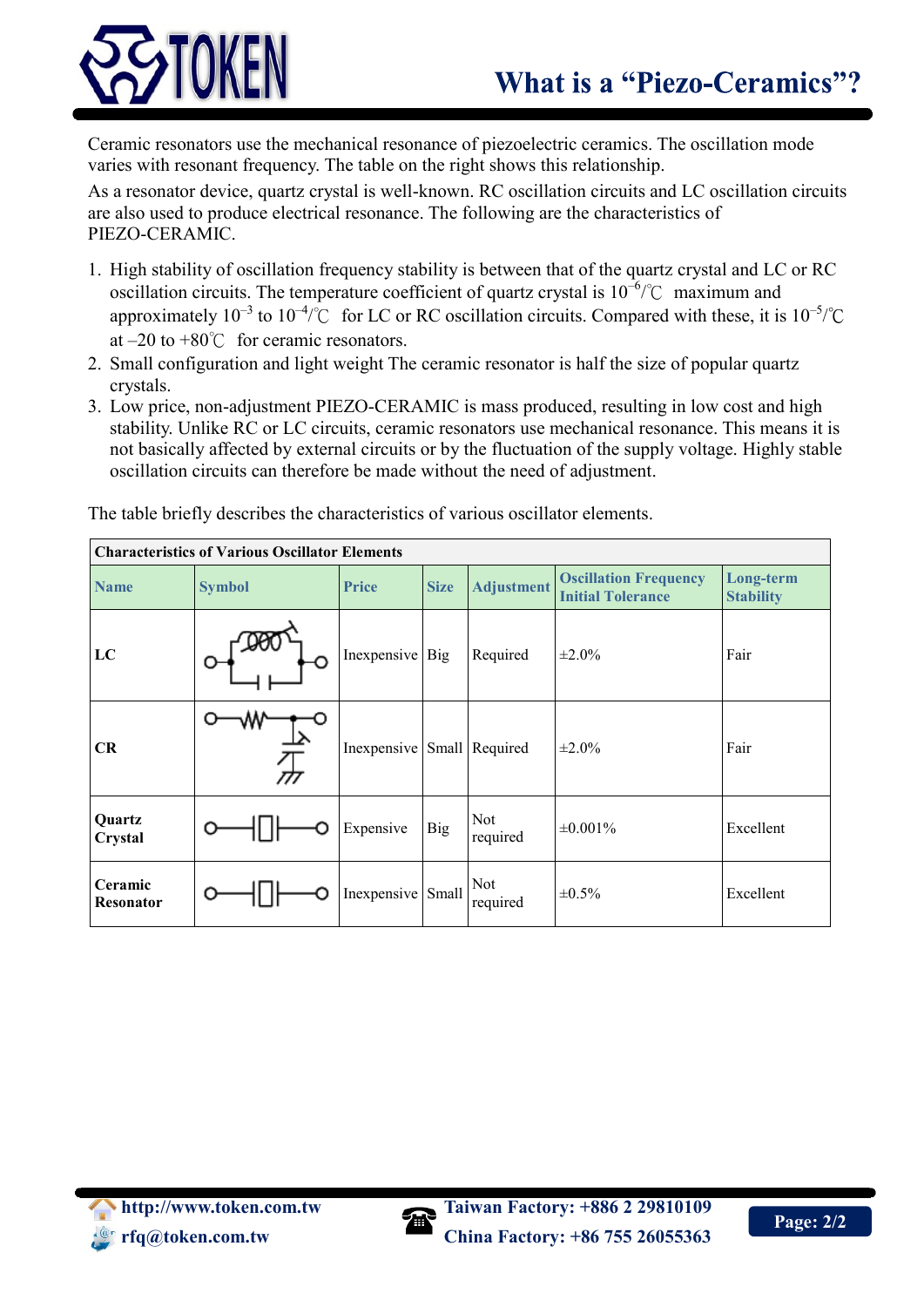# What is a "Piezo-Ceramics"?

Ceramic resonators use the mechanical resonance of piezoelectric ceramics. The oscillation mode varies with resonant frequency. The table on the right shows this relationship.

As a resonator device, quartz crystal is well-known. RC oscillation circuits and LC oscillation circuits are also used to produce electrical resonance. The following are the characteristics of PIEZO-CERAMIC.

1. High stability of oscillation frequency stability is between that of the quartz crystal and LC or RC oscillation circuits. The temperature coefficient of quartz crystal is $10^{-6}$/℃ maximum and approximately $10^{-3}$ to $10^{-4}$/℃ for LC or RC oscillation circuits. Compared with these, it is $10^{-5}$/℃ at –20 to +80℃ for ceramic resonators.
2. Small configuration and light weight The ceramic resonator is half the size of popular quartz crystals.
3. Low price, non-adjustment PIEZO-CERAMIC is mass produced, resulting in low cost and high stability. Unlike RC or LC circuits, ceramic resonators use mechanical resonance. This means it is not basically affected by external circuits or by the fluctuation of the supply voltage. Highly stable oscillation circuits can therefore be made without the need of adjustment.

The table briefly describes the characteristics of various oscillator elements.

**Characteristics of Various Oscillator Elements**

| Name | Symbol | Price | Size | Adjustment | Oscillation Frequency Initial Tolerance | Long-term Stability |
|---|---|---|---|---|---|---|
| **LC** | | Inexpensive | Big | Required | ±2.0% | Fair |
| **CR** | | Inexpensive | Small | Required | ±2.0% | Fair |
| **Quartz Crystal** | | Expensive | Big | Not required | ±0.001% | Excellent |
| **Ceramic Resonator** | | Inexpensive | Small | Not required | ±0.5% | Excellent |